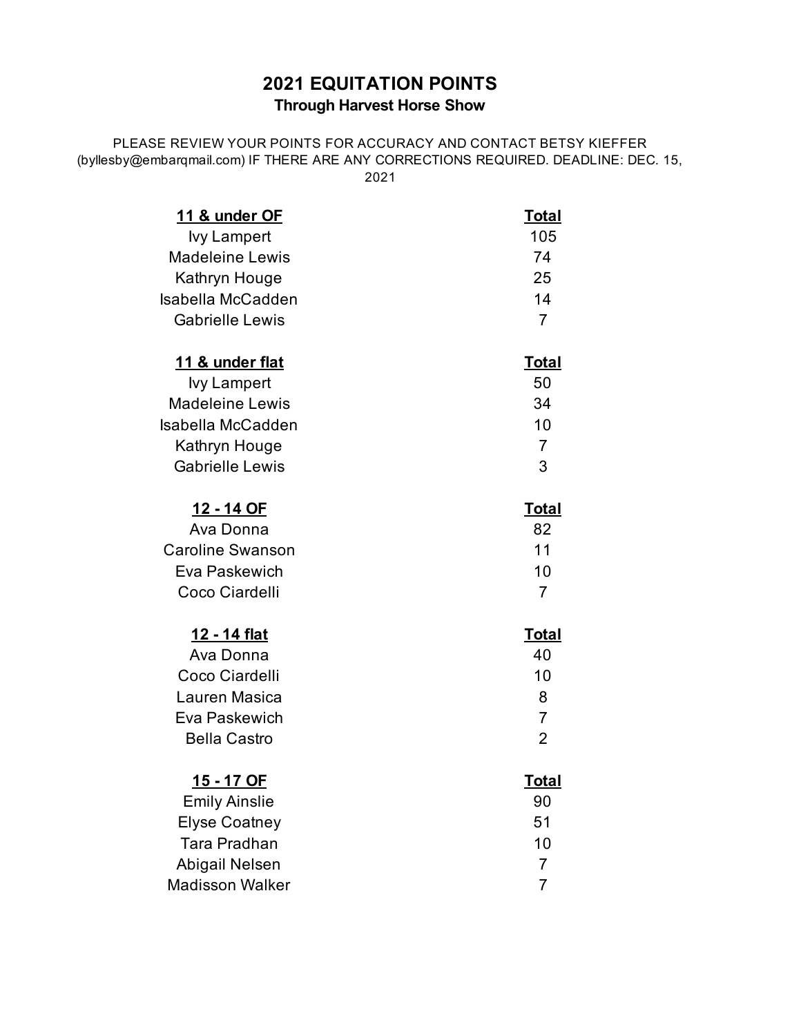# 2021 EQUITATION POINTS

## Through Harvest Horse Show

PLEASE REVIEW YOUR POINTS FOR ACCURACY AND CONTACT BETSY KIEFFER (byllesby@embarqmail.com) IF THERE ARE ANY CORRECTIONS REQUIRED. DEADLINE: DEC. 15, 2021

| 11 & under OF | Total |
|---|---|
| Ivy Lampert | 105 |
| Madeleine Lewis | 74 |
| Kathryn Houge | 25 |
| Isabella McCadden | 14 |
| Gabrielle Lewis | 7 |

| 11 & under flat | Total |
|---|---|
| Ivy Lampert | 50 |
| Madeleine Lewis | 34 |
| Isabella McCadden | 10 |
| Kathryn Houge | 7 |
| Gabrielle Lewis | 3 |

| 12 - 14 OF | Total |
|---|---|
| Ava Donna | 82 |
| Caroline Swanson | 11 |
| Eva Paskewich | 10 |
| Coco Ciardelli | 7 |

| 12 - 14 flat | Total |
|---|---|
| Ava Donna | 40 |
| Coco Ciardelli | 10 |
| Lauren Masica | 8 |
| Eva Paskewich | 7 |
| Bella Castro | 2 |

| 15 - 17 OF | Total |
|---|---|
| Emily Ainslie | 90 |
| Elyse Coatney | 51 |
| Tara Pradhan | 10 |
| Abigail Nelsen | 7 |
| Madisson Walker | 7 |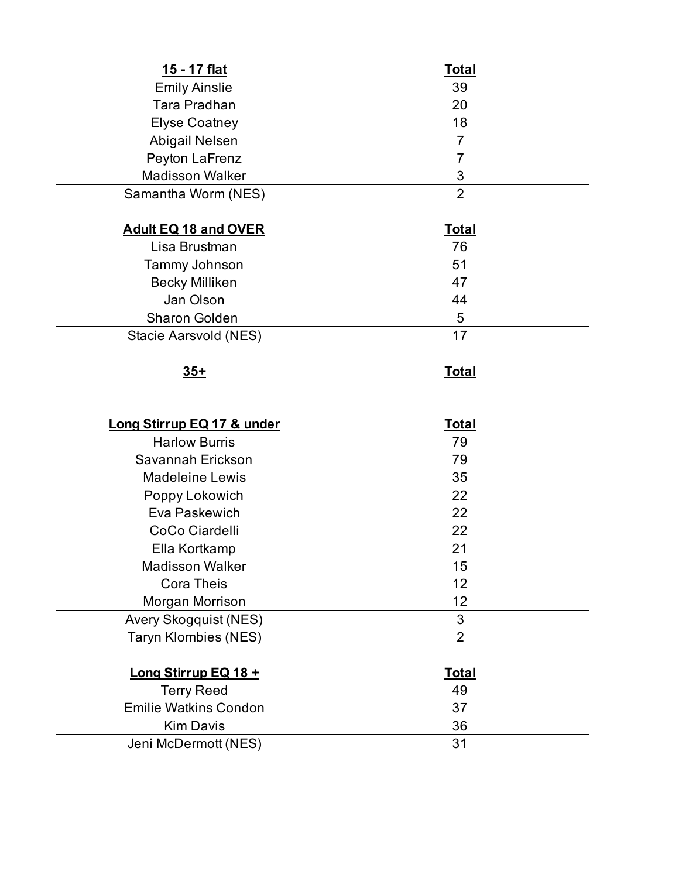| 15 - 17 flat | Total |
| --- | --- |
| Emily Ainslie | 39 |
| Tara Pradhan | 20 |
| Elyse Coatney | 18 |
| Abigail Nelsen | 7 |
| Peyton LaFrenz | 7 |
| Madisson Walker | 3 |
| Samantha Worm (NES) | 2 |

| Adult EQ 18 and OVER | Total |
| --- | --- |
| Lisa Brustman | 76 |
| Tammy Johnson | 51 |
| Becky Milliken | 47 |
| Jan Olson | 44 |
| Sharon Golden | 5 |
| Stacie Aarsvold (NES) | 17 |

| 35+ | Total |
| --- | --- |

| Long Stirrup EQ 17 & under | Total |
| --- | --- |
| Harlow Burris | 79 |
| Savannah Erickson | 79 |
| Madeleine Lewis | 35 |
| Poppy Lokowich | 22 |
| Eva Paskewich | 22 |
| CoCo Ciardelli | 22 |
| Ella Kortkamp | 21 |
| Madisson Walker | 15 |
| Cora Theis | 12 |
| Morgan Morrison | 12 |
| Avery Skogquist (NES) | 3 |
| Taryn Klombies (NES) | 2 |

| Long Stirrup EQ 18 + | Total |
| --- | --- |
| Terry Reed | 49 |
| Emilie Watkins Condon | 37 |
| Kim Davis | 36 |
| Jeni McDermott (NES) | 31 |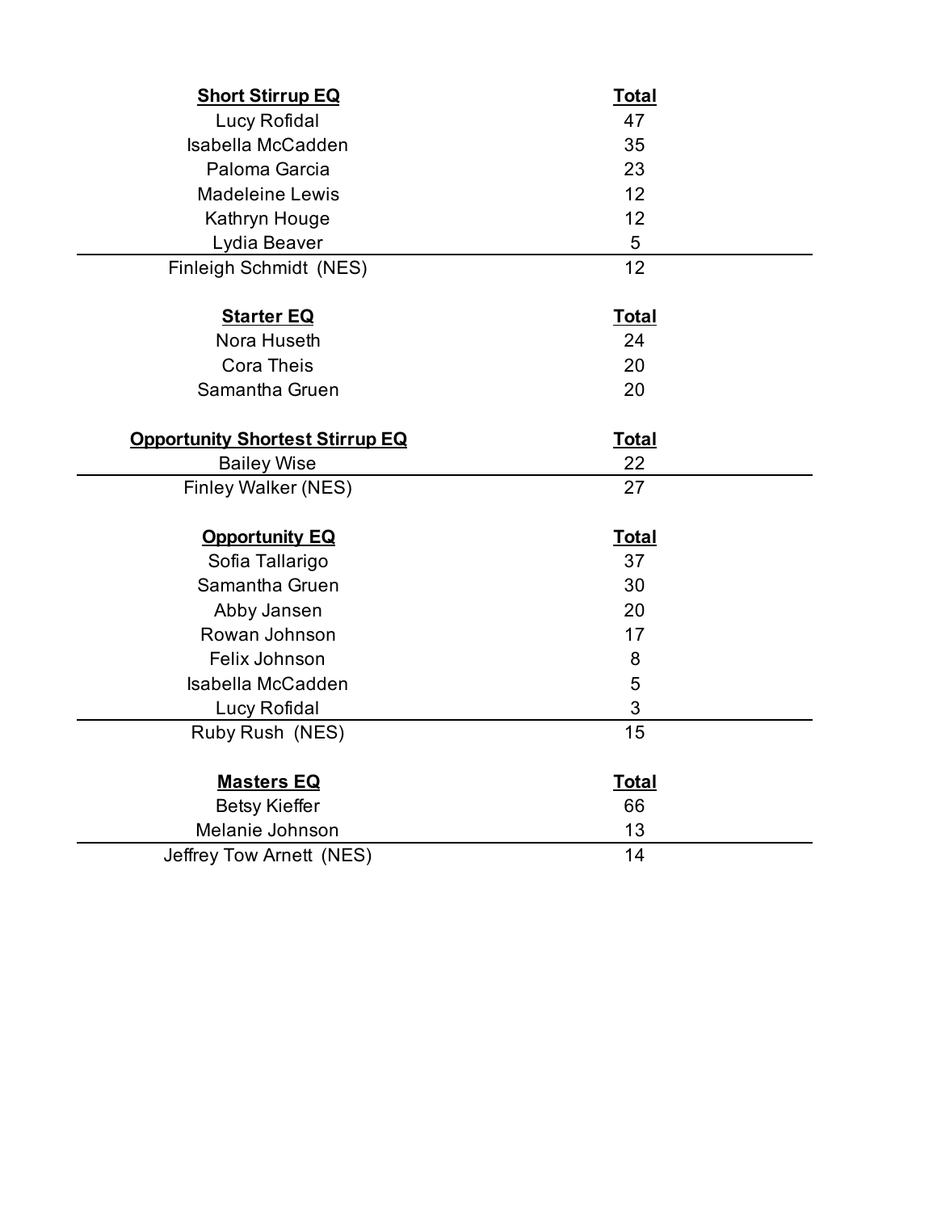| Short Stirrup EQ | Total |
| --- | --- |
| Lucy Rofidal | 47 |
| Isabella McCadden | 35 |
| Paloma Garcia | 23 |
| Madeleine Lewis | 12 |
| Kathryn Houge | 12 |
| Lydia Beaver | 5 |
| Finleigh Schmidt (NES) | 12 |

| Starter EQ | Total |
| --- | --- |
| Nora Huseth | 24 |
| Cora Theis | 20 |
| Samantha Gruen | 20 |

| Opportunity Shortest Stirrup EQ | Total |
| --- | --- |
| Bailey Wise | 22 |
| Finley Walker (NES) | 27 |

| Opportunity EQ | Total |
| --- | --- |
| Sofia Tallarigo | 37 |
| Samantha Gruen | 30 |
| Abby Jansen | 20 |
| Rowan Johnson | 17 |
| Felix Johnson | 8 |
| Isabella McCadden | 5 |
| Lucy Rofidal | 3 |
| Ruby Rush (NES) | 15 |

| Masters EQ | Total |
| --- | --- |
| Betsy Kieffer | 66 |
| Melanie Johnson | 13 |
| Jeffrey Tow Arnett (NES) | 14 |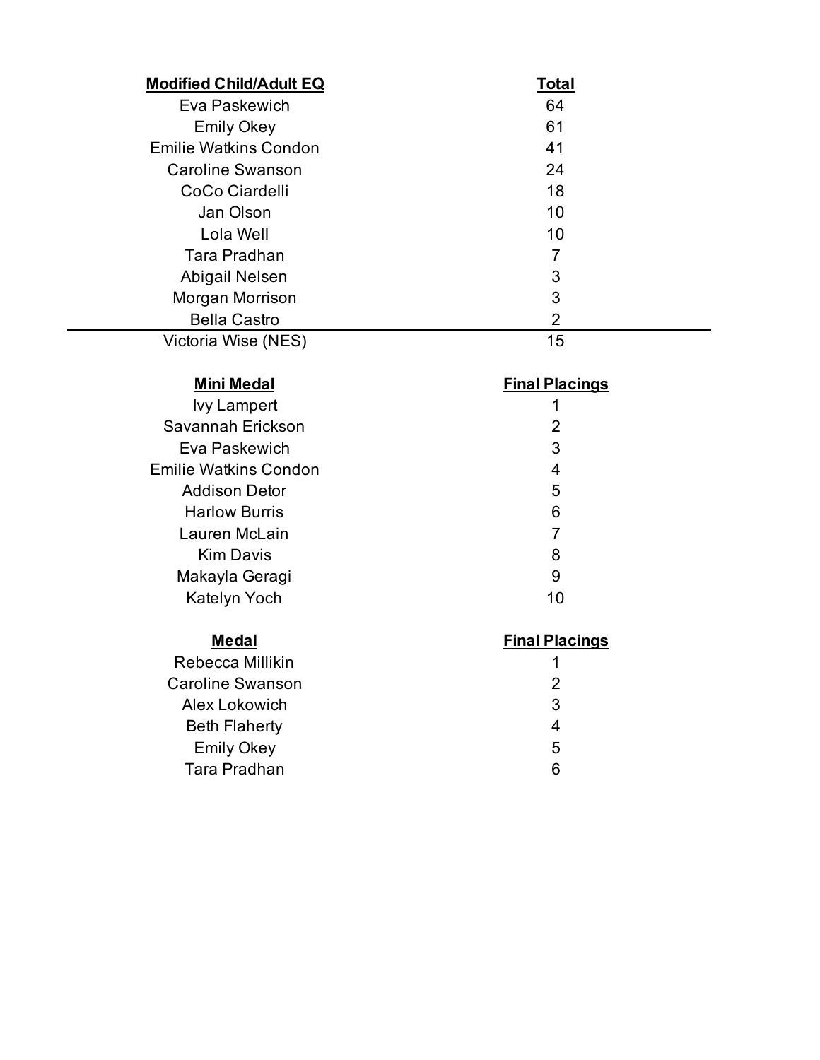| Modified Child/Adult EQ | Total |
| --- | --- |
| Eva Paskewich | 64 |
| Emily Okey | 61 |
| Emilie Watkins Condon | 41 |
| Caroline Swanson | 24 |
| CoCo Ciardelli | 18 |
| Jan Olson | 10 |
| Lola Well | 10 |
| Tara Pradhan | 7 |
| Abigail Nelsen | 3 |
| Morgan Morrison | 3 |
| Bella Castro | 2 |
| Victoria Wise (NES) | 15 |

| Mini Medal | Final Placings |
| --- | --- |
| Ivy Lampert | 1 |
| Savannah Erickson | 2 |
| Eva Paskewich | 3 |
| Emilie Watkins Condon | 4 |
| Addison Detor | 5 |
| Harlow Burris | 6 |
| Lauren McLain | 7 |
| Kim Davis | 8 |
| Makayla Geragi | 9 |
| Katelyn Yoch | 10 |

| Medal | Final Placings |
| --- | --- |
| Rebecca Millikin | 1 |
| Caroline Swanson | 2 |
| Alex Lokowich | 3 |
| Beth Flaherty | 4 |
| Emily Okey | 5 |
| Tara Pradhan | 6 |